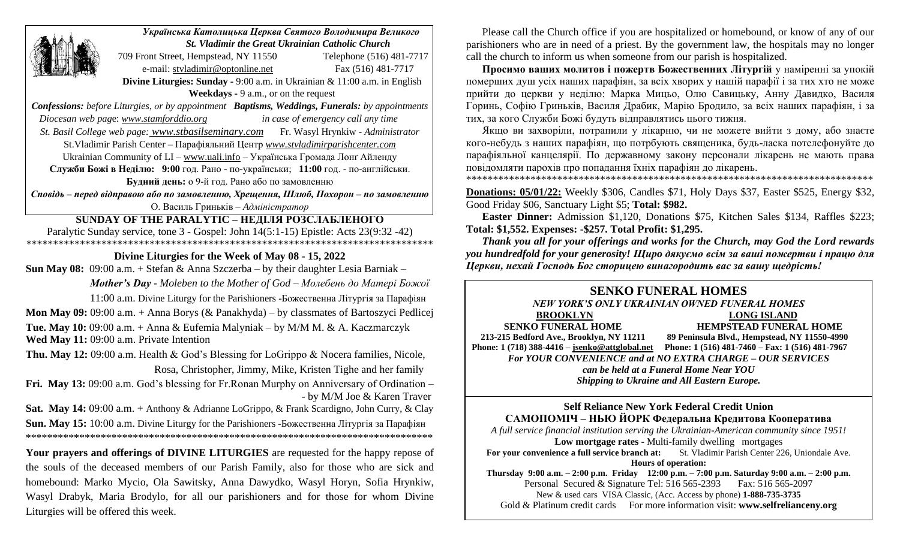**Українська Католицька Церква Святого Володимира Великого**
***St. Vladimir the Great Ukrainian Catholic Church***

709 Front Street, Hempstead, NY 11550 Telephone (516) 481-7717
e-mail: stvladimir@optonline.net Fax (516) 481-7717

**Divine Liturgies: Sunday** - 9:00 a.m. in Ukrainian & 11:00 a.m. in English
**Weekdays** - 9 a.m., or on the request

***Confessions:*** *before Liturgies, or by appointment* ***Baptisms, Weddings, Funerals:*** *by appointments*
*Diocesan web page*: *www.stamforddio.org* *in case of emergency call any time*
*St. Basil College web page: www.stbasilseminary.com* Fr. Wasyl Hrynkiw - *Administrator*
St.Vladimir Parish Center – Парафіяльний Центр *www.stvladimirparishcenter.com*
Ukrainian Community of LI – www.uali.info – Українська Громада Лонг Айленду
**Служби Божі в Неділю: 9:00** год. Рано - по-українськи; **11:00** год. - по-англійськи.
**Будний день:** о 9-й год. Рано або по замовленню
***Сповідь – перед відправою або по замовленню, Хрещення, Шлюб, Похорон – по замовленню***
О. Василь Гриньків – *Адміністратор*

## SUNDAY OF THE PARALYTIC – НЕДІЛЯ РОЗСЛАБЛЕНОГО

Paralytic Sunday service, tone 3 - Gospel: John 14(5:1-15) Epistle: Acts 23(9:32 -42)

\*\*\*\*\*\*\*\*\*\*\*\*\*\*\*\*\*\*\*\*\*\*\*\*\*\*\*\*\*\*\*\*\*\*\*\*\*\*\*\*\*\*\*\*\*\*\*\*\*\*\*\*\*\*\*\*\*\*\*\*\*\*\*\*\*\*\*\*\*\*\*\*\*\*\*\*\*\*\*

### Divine Liturgies for the Week of May 08 - 15, 2022

**Sun May 08:** 09:00 a.m. + Stefan & Anna Szczerba – by their daughter Lesia Barniak –
*Mother's Day - Moleben to the Mother of God – Молебень до Матері Божої*
11:00 a.m. Divine Liturgy for the Parishioners -Божественна Літургія за Парафіян

**Mon May 09:** 09:00 a.m. + Anna Borys (& Panakhyda) – by classmates of Bartoszyci Pedlicej

**Tue. May 10:** 09:00 a.m. + Anna & Eufemia Malyniak – by M/M M. & A. Kaczmarczyk

**Wed May 11:** 09:00 a.m. Private Intention

**Thu. May 12:** 09:00 a.m. Health & God's Blessing for LoGrippo & Nocera families, Nicole, Rosa, Christopher, Jimmy, Mike, Kristen Tighe and her family

**Fri. May 13:** 09:00 a.m. God's blessing for Fr.Ronan Murphy on Anniversary of Ordination – - by M/M Joe & Karen Traver

**Sat. May 14:** 09:00 a.m. + Anthony & Adrianne LoGrippo, & Frank Scardigno, John Curry, & Clay

**Sun. May 15:** 10:00 a.m. Divine Liturgy for the Parishioners -Божественна Літургія за Парафіян

\*\*\*\*\*\*\*\*\*\*\*\*\*\*\*\*\*\*\*\*\*\*\*\*\*\*\*\*\*\*\*\*\*\*\*\*\*\*\*\*\*\*\*\*\*\*\*\*\*\*\*\*\*\*\*\*\*\*\*\*\*\*\*\*\*\*\*\*\*\*\*\*\*\*\*\*\*\*\*

**Your prayers and offerings of DIVINE LITURGIES** are requested for the happy repose of the souls of the deceased members of our Parish Family, also for those who are sick and homebound: Marko Mycio, Ola Sawitsky, Anna Dawydko, Wasyl Horyn, Sofia Hrynkiw, Wasyl Drabyk, Maria Brodylo, for all our parishioners and for those for whom Divine Liturgies will be offered this week.

Please call the Church office if you are hospitalized or homebound, or know of any of our parishioners who are in need of a priest. By the government law, the hospitals may no longer call the church to inform us when someone from our parish is hospitalized.

**Просимо ваших молитов і пожертв Божественних Літургій** у наміренні за упокій померших душ усіх наших парафіян, за всіх хворих у нашій парафії і за тих хто не може прийти до церкви у неділю: Марка Мицьо, Олю Савицьку, Анну Давидко, Василя Горинь, Софію Гриньків, Василя Драбик, Марію Бродило, за всіх наших парафіян, і за тих, за кого Служби Божі будуть відправлятись цього тижня.

Якщо ви захворіли, потрапили у лікарню, чи не можете вийти з дому, або знаєте кого-небудь з наших парафіян, що потрбують священика, будь-ласка потелефонуйте до парафіяльної канцелярії. По державному закону персонали лікарень не мають права повідомляти парохів про попадання їхніх парафіян до лікарень.

\*\*\*\*\*\*\*\*\*\*\*\*\*\*\*\*\*\*\*\*\*\*\*\*\*\*\*\*\*\*\*\*\*\*\*\*\*\*\*\*\*\*\*\*\*\*\*\*\*\*\*\*\*\*\*\*\*\*\*\*\*\*\*\*\*\*\*\*\*\*\*\*\*\*\*\*\*\*\*

**Donations: 05/01/22:** Weekly $306, Candles $71, Holy Days $37, Easter $525, Energy $32, Good Friday $06, Sanctuary Light $5; **Total: $982.**

**Easter Dinner:** Admission $1,120, Donations $75, Kitchen Sales $134, Raffles $223; **Total: $1,552. Expenses: -$257. Total Profit: $1,295.**

***Thank you all for your offerings and works for the Church, may God the Lord rewards you hundredfold for your generosity! Щиро дякуємо всім за ваші пожертви і працю для Церкви, нехай Господь Бог сторицею винагородить вас за вашу щедрість!***

---

## SENKO FUNERAL HOMES

***NEW YORK'S ONLY UKRAINIAN OWNED FUNERAL HOMES***

| **BROOKLYN** | **LONG ISLAND** |
|---|---|
| **SENKO FUNERAL HOME** | **HEMPSTEAD FUNERAL HOME** |
| **213-215 Bedford Ave., Brooklyn, NY 11211** | **89 Peninsula Blvd., Hempstead, NY 11550-4990** |
| **Phone: 1 (718) 388-4416 – jsenko@attglobal.net** | **Phone: 1 (516) 481-7460 – Fax: 1 (516) 481-7967** |

***For YOUR CONVENIENCE and at NO EXTRA CHARGE – OUR SERVICES can be held at a Funeral Home Near YOU***
***Shipping to Ukraine and All Eastern Europe.***

---

**Self Reliance New York Federal Credit Union**
**САМОПОМІЧ – НЬЮ ЙОРК Федеральна Кредитова Кооператива**

*A full service financial institution serving the Ukrainian-American community since 1951!*

**Low mortgage rates -** Multi-family dwelling mortgages

**For your convenience a full service branch at:** St. Vladimir Parish Center 226, Uniondale Ave.

**Hours of operation:**
**Thursday 9:00 a.m. – 2:00 p.m. Friday 12:00 p.m. – 7:00 p.m. Saturday 9:00 a.m. – 2:00 p.m.**

Personal Secured & Signature Tel: 516 565-2393 Fax: 516 565-2097
New & used cars VISA Classic, (Acc. Access by phone) **1-888-735-3735**
Gold & Platinum credit cards For more information visit: **www.selfrelianceny.org**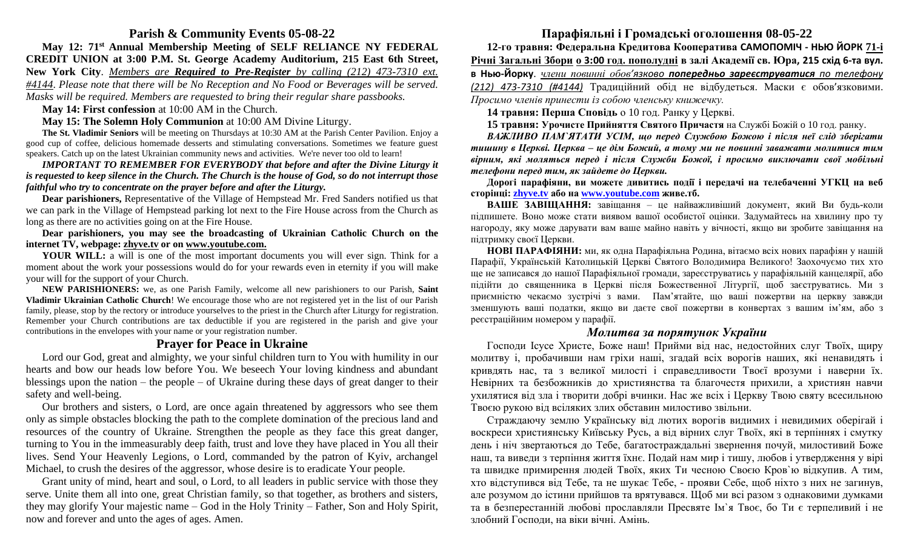## Parish & Community Events 05-08-22

**May 12: 71st Annual Membership Meeting of SELF RELIANCE NY FEDERAL CREDIT UNION at 3:00 P.M. St. George Academy Auditorium, 215 East 6th Street, New York City**. *Members are **Required to Pre-Register** by calling (212) 473-7310 ext. #4144. Please note that there will be No Reception and No Food or Beverages will be served. Masks will be required. Members are requested to bring their regular share passbooks.*

**May 14: First confession** at 10:00 AM in the Church.

**May 15: The Solemn Holy Communion** at 10:00 AM Divine Liturgy.

**The St. Vladimir Seniors** will be meeting on Thursdays at 10:30 AM at the Parish Center Pavilion. Enjoy a good cup of coffee, delicious homemade desserts and stimulating conversations. Sometimes we feature guest speakers. Catch up on the latest Ukrainian community news and activities. We're never too old to learn!

***IMPORTANT TO REMEMBER FOR EVERYBODY that before and after the Divine Liturgy it is requested to keep silence in the Church. The Church is the house of God, so do not interrupt those faithful who try to concentrate on the prayer before and after the Liturgy.***

**Dear parishioners,** Representative of the Village of Hempstead Mr. Fred Sanders notified us that we can park in the Village of Hempstead parking lot next to the Fire House across from the Church as long as there are no activities going on at the Fire House.

**Dear parishioners, you may see the broadcasting of Ukrainian Catholic Church on the internet TV, webpage: zhyve.tv or on www.youtube.com.**

**YOUR WILL:** a will is one of the most important documents you will ever sign. Think for a moment about the work your possessions would do for your rewards even in eternity if you will make your will for the support of your Church.

**NEW PARISHIONERS:** we, as one Parish Family, welcome all new parishioners to our Parish, **Saint Vladimir Ukrainian Catholic Church**! We encourage those who are not registered yet in the list of our Parish family, please, stop by the rectory or introduce yourselves to the priest in the Church after Liturgy for registration. Remember your Church contributions are tax deductible if you are registered in the parish and give your contributions in the envelopes with your name or your registration number.

## Prayer for Peace in Ukraine

Lord our God, great and almighty, we your sinful children turn to You with humility in our hearts and bow our heads low before You. We beseech Your loving kindness and abundant blessings upon the nation – the people – of Ukraine during these days of great danger to their safety and well-being.

Our brothers and sisters, o Lord, are once again threatened by aggressors who see them only as simple obstacles blocking the path to the complete domination of the precious land and resources of the country of Ukraine. Strengthen the people as they face this great danger, turning to You in the immeasurably deep faith, trust and love they have placed in You all their lives. Send Your Heavenly Legions, o Lord, commanded by the patron of Kyiv, archangel Michael, to crush the desires of the aggressor, whose desire is to eradicate Your people.

Grant unity of mind, heart and soul, o Lord, to all leaders in public service with those they serve. Unite them all into one, great Christian family, so that together, as brothers and sisters, they may glorify Your majestic name – God in the Holy Trinity – Father, Son and Holy Spirit, now and forever and unto the ages of ages. Amen.

## Парафіяльні і Громадські оголошення 08-05-22

**12-го травня: Федеральна Кредитова Кооператива САМОПОМІЧ - НЬЮ ЙОРК 71-і Річні Загальні Збори о 3:00 год. пополудні в залі Академії св. Юра, 215 схід 6-та вул. в Нью-Йорку**. *члени повинні обов'язково **попередньо зареєструватися** по телефону (212) 473-7310 (#4144)* Традиційний обід не відбудеться. Маски є обов'язковими. *Просимо членів принести із собою членську книжечку.*

**14 травня: Перша Сповідь** о 10 год. Ранку у Церкві.

**15 травня: Урочисте Прийняття Святого Причастя** на Службі Божій о 10 год. ранку.

***ВАЖЛИВО ПАМ`ЯТАТИ УСІМ, що перед Службою Божою і після неї слід зберігати тишину в Церкві. Церква – це дім Божий, а тому ми не повинні заважати молитися тим вірним, які моляться перед і після Служби Божої, і просимо виключати свої мобільні телефони перед тим, як зайдете до Церкви.***

**Дорогі парафіяни, ви можете дивитись події і передачі на телебаченні УГКЦ на веб сторінці: zhyve.tv або на www.youtube.com живе.тб.**

**ВАШЕ ЗАВІЩАННЯ:** завіщання – це найважливіший документ, який Ви будь-коли підпишете. Воно може стати виявом вашої особистої оцінки. Задумайтесь на хвилину про ту нагороду, яку може дарувати вам ваше майно навіть у вічності, якщо ви зробите завіщання на підтримку своєї Церкви.

**НОВІ ПАРАФІЯНИ:** ми, як одна Парафіяльна Родина, вітаємо всіх нових парафіян у нашій Парафії, Українській Католицькій Церкві Святого Володимира Великого! Заохочуємо тих хто ще не записався до нашої Парафіяльної громади, зареєструватись у парафіяльній канцелярії, або підійти до священника в Церкві після Божественної Літургії, щоб заєструватись. Ми з приємністю чекаємо зустрічі з вами. Пам'ятайте, що ваші пожертви на церкву завжди зменшують ваші податки, якщо ви даєте свої пожертви в конвертах з вашим ім'ям, або з реєстраційним номером у парафії.

## *Молитва за порятунок України*

Господи Ісусе Христе, Боже наш! Прийми від нас, недостойних слуг Твоїх, щиру молитву і, пробачивши нам гріхи наші, згадай всіх ворогів наших, які ненавидять і кривдять нас, та з великої милості і справедливості Твоєї врозуми і наверни їх. Невірних та безбожників до християнства та благочестя прихили, а християн навчи ухилятися від зла і творити добрі вчинки. Нас же всіх і Церкву Твою святу всесильною Твоєю рукою від всіляких злих обставин милостиво звільни.

Страждаючу землю Українську від лютих ворогів видимих і невидимих оберігай і воскреси християнську Київську Русь, а від вірних слуг Твоїх, які в терпіннях і смутку день і ніч звертаються до Тебе, багатостраждальні звернення почуй, милостивий Боже наш, та виведи з терпіння життя їхнє. Подай нам мир і тишу, любов і утвердження у вірі та швидке примирення людей Твоїх, яких Ти чесною Своєю Кров`ю відкупив. А тим, хто відступився від Тебе, та не шукає Тебе, - прояви Себе, щоб ніхто з них не загинув, але розумом до істини прийшов та врятувався. Щоб ми всі разом з однаковими думками та в безперестанній любові прославляли Пресвяте Ім`я Твоє, бо Ти є терпеливий і не злобний Господи, на віки вічні. Амінь.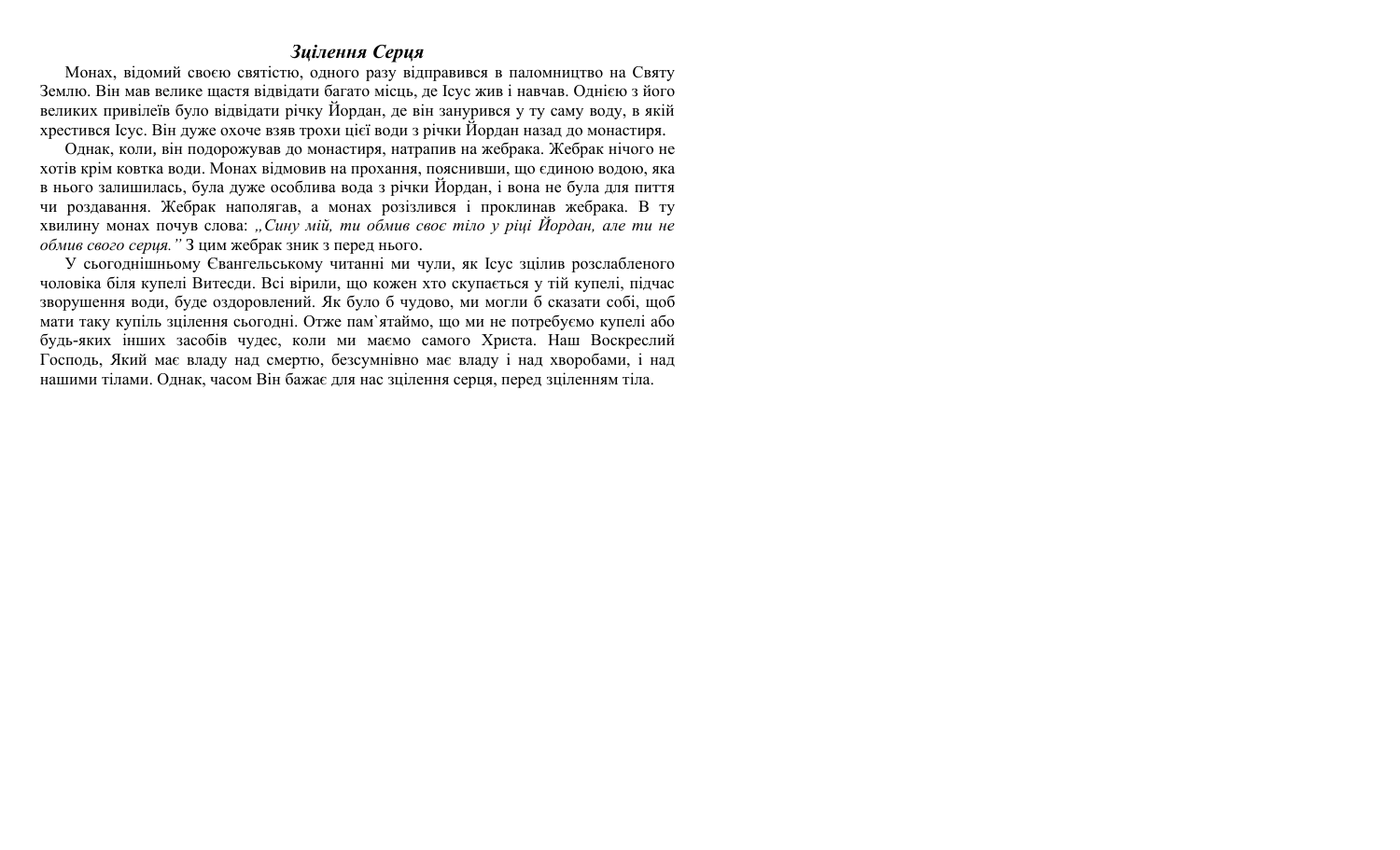## *Зцілення Серця*

Монах, відомий своєю святістю, одного разу відправився в паломництво на Святу Землю. Він мав велике щастя відвідати багато місць, де Ісус жив і навчав. Однією з його великих привілеїв було відвідати річку Йордан, де він занурився у ту саму воду, в якій хрестився Ісус. Він дуже охоче взяв трохи цієї води з річки Йордан назад до монастиря.

Однак, коли, він подорожував до монастиря, натрапив на жебрака. Жебрак нічого не хотів крім ковтка води. Монах відмовив на прохання, пояснивши, що єдиною водою, яка в нього залишилась, була дуже особлива вода з річки Йордан, і вона не була для пиття чи роздавання. Жебрак наполягав, а монах розізлився і проклинав жебрака. В ту хвилину монах почув слова: *„Сину мій, ти обмив своє тіло у ріці Йордан, але ти не обмив свого серця."* З цим жебрак зник з перед нього.

У сьогоднішньому Євангельському читанні ми чули, як Ісус зцілив розслабленого чоловіка біля купелі Витесди. Всі вірили, що кожен хто скупається у тій купелі, підчас зворушення води, буде оздоровлений. Як було б чудово, ми могли б сказати собі, щоб мати таку купіль зцілення сьогодні. Отже пам`ятаймо, що ми не потребуємо купелі або будь-яких інших засобів чудес, коли ми маємо самого Христа. Наш Воскреслий Господь, Який має владу над смертю, безсумнівно має владу і над хворобами, і над нашими тілами. Однак, часом Він бажає для нас зцілення серця, перед зціленням тіла.